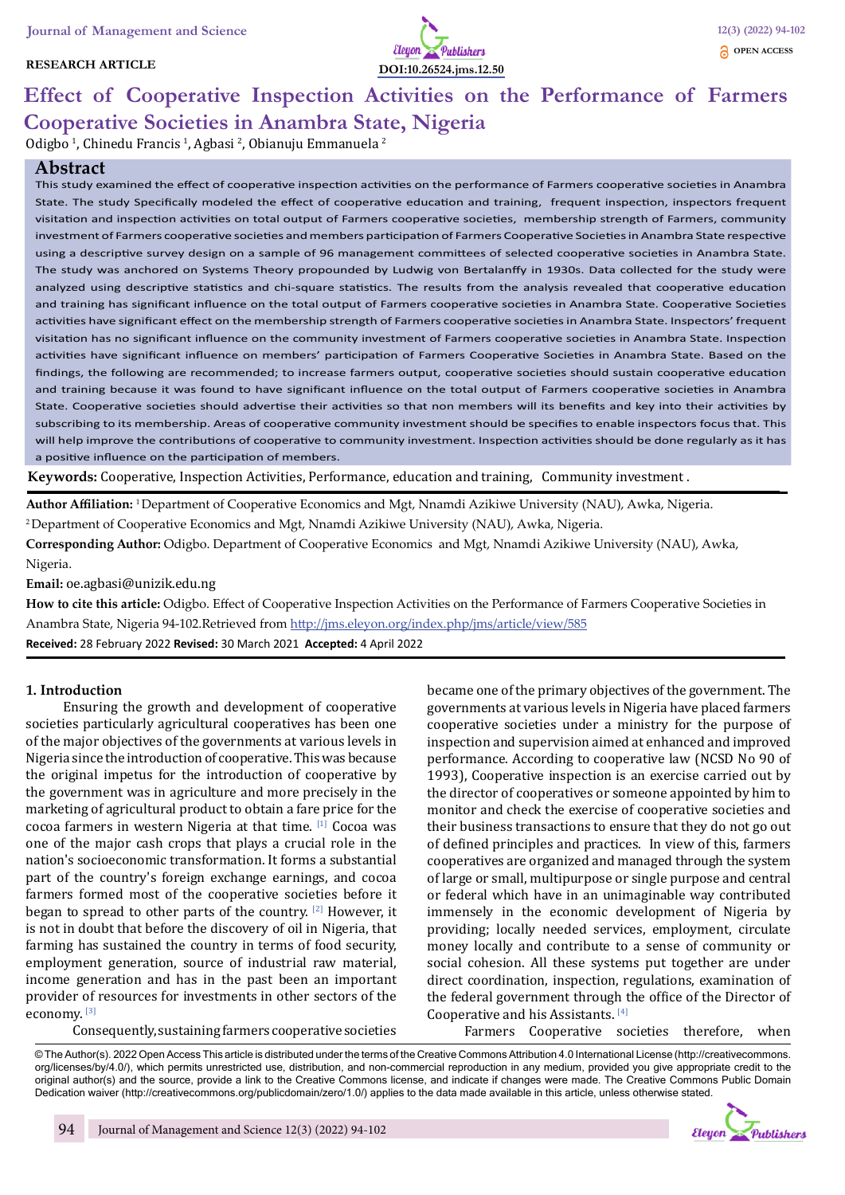RESEARCH ARTICLE

DOI:10.26524.jms.12.50

OPEN ACCESS

# Effect of Cooperative Inspection Activities on the Performance of Farmers Cooperative Societies in Anambra State, Nigeria

Odigbo [1], Chinedu Francis [1], Agbasi [2], Obianuju Emmanuela [2]

## Abstract

This study examined the effect of cooperative inspection activities on the performance of Farmers cooperative societies in Anambra State. The study Specifically modeled the effect of cooperative education and training, frequent inspection, inspectors frequent visitation and inspection activities on total output of Farmers cooperative societies, membership strength of Farmers, community investment of Farmers cooperative societies and members participation of Farmers Cooperative Societies in Anambra State respective using a descriptive survey design on a sample of 96 management committees of selected cooperative societies in Anambra State. The study was anchored on Systems Theory propounded by Ludwig von Bertalanffy in 1930s. Data collected for the study were analyzed using descriptive statistics and chi-square statistics. The results from the analysis revealed that cooperative education and training has significant influence on the total output of Farmers cooperative societies in Anambra State. Cooperative Societies activities have significant effect on the membership strength of Farmers cooperative societies in Anambra State. Inspectors' frequent visitation has no significant influence on the community investment of Farmers cooperative societies in Anambra State. Inspection activities have significant influence on members' participation of Farmers Cooperative Societies in Anambra State. Based on the findings, the following are recommended; to increase farmers output, cooperative societies should sustain cooperative education and training because it was found to have significant influence on the total output of Farmers cooperative societies in Anambra State. Cooperative societies should advertise their activities so that non members will its benefits and key into their activities by subscribing to its membership. Areas of cooperative community investment should be specifies to enable inspectors focus that. This will help improve the contributions of cooperative to community investment. Inspection activities should be done regularly as it has a positive influence on the participation of members.

**Keywords:** Cooperative, Inspection Activities, Performance, education and training, Community investment .

**Author Affiliation:** [1] Department of Cooperative Economics and Mgt, Nnamdi Azikiwe University (NAU), Awka, Nigeria.

[2] Department of Cooperative Economics and Mgt, Nnamdi Azikiwe University (NAU), Awka, Nigeria.

**Corresponding Author:** Odigbo. Department of Cooperative Economics and Mgt, Nnamdi Azikiwe University (NAU), Awka, Nigeria.

**Email:** oe.agbasi@unizik.edu.ng

**How to cite this article:** Odigbo. Effect of Cooperative Inspection Activities on the Performance of Farmers Cooperative Societies in Anambra State, Nigeria 94-102.Retrieved from http://jms.eleyon.org/index.php/jms/article/view/585

**Received:** 28 February 2022 **Revised:** 30 March 2021 **Accepted:** 4 April 2022

## 1. Introduction

Ensuring the growth and development of cooperative societies particularly agricultural cooperatives has been one of the major objectives of the governments at various levels in Nigeria since the introduction of cooperative. This was because the original impetus for the introduction of cooperative by the government was in agriculture and more precisely in the marketing of agricultural product to obtain a fare price for the cocoa farmers in western Nigeria at that time. [1] Cocoa was one of the major cash crops that plays a crucial role in the nation's socioeconomic transformation. It forms a substantial part of the country's foreign exchange earnings, and cocoa farmers formed most of the cooperative societies before it began to spread to other parts of the country. [2] However, it is not in doubt that before the discovery of oil in Nigeria, that farming has sustained the country in terms of food security, employment generation, source of industrial raw material, income generation and has in the past been an important provider of resources for investments in other sectors of the economy. [3]

Consequently, sustaining farmers cooperative societies became one of the primary objectives of the government. The governments at various levels in Nigeria have placed farmers cooperative societies under a ministry for the purpose of inspection and supervision aimed at enhanced and improved performance. According to cooperative law (NCSD No 90 of 1993), Cooperative inspection is an exercise carried out by the director of cooperatives or someone appointed by him to monitor and check the exercise of cooperative societies and their business transactions to ensure that they do not go out of defined principles and practices. In view of this, farmers cooperatives are organized and managed through the system of large or small, multipurpose or single purpose and central or federal which have in an unimaginable way contributed immensely in the economic development of Nigeria by providing; locally needed services, employment, circulate money locally and contribute to a sense of community or social cohesion. All these systems put together are under direct coordination, inspection, regulations, examination of the federal government through the office of the Director of Cooperative and his Assistants. [4]

Farmers Cooperative societies therefore, when

© The Author(s). 2022 Open Access This article is distributed under the terms of the Creative Commons Attribution 4.0 International License (http://creativecommons.org/licenses/by/4.0/), which permits unrestricted use, distribution, and non-commercial reproduction in any medium, provided you give appropriate credit to the original author(s) and the source, provide a link to the Creative Commons license, and indicate if changes were made. The Creative Commons Public Domain Dedication waiver (http://creativecommons.org/publicdomain/zero/1.0/) applies to the data made available in this article, unless otherwise stated.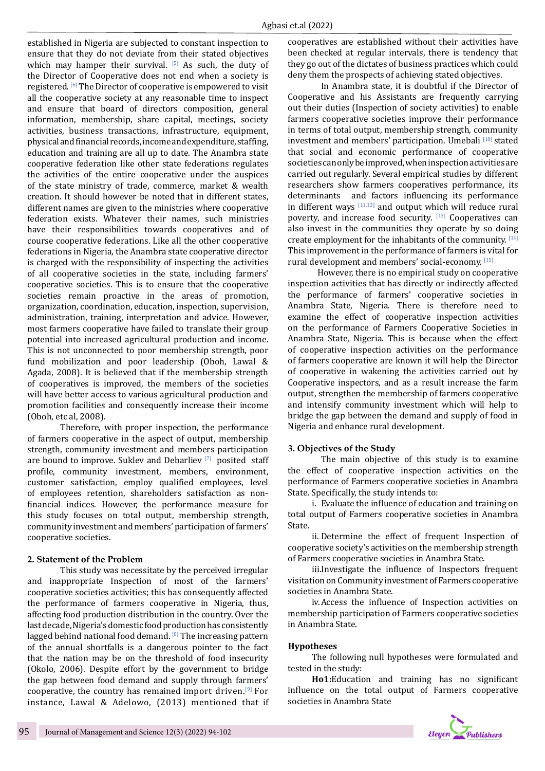established in Nigeria are subjected to constant inspection to ensure that they do not deviate from their stated objectives which may hamper their survival. [5] As such, the duty of the Director of Cooperative does not end when a society is registered. [6] The Director of cooperative is empowered to visit all the cooperative society at any reasonable time to inspect and ensure that board of directors composition, general information, membership, share capital, meetings, society activities, business transactions, infrastructure, equipment, physical and financial records, income and expenditure, staffing, education and training are all up to date. The Anambra state cooperative federation like other state federations regulates the activities of the entire cooperative under the auspices of the state ministry of trade, commerce, market & wealth creation. It should however be noted that in different states, different names are given to the ministries where cooperative federation exists. Whatever their names, such ministries have their responsibilities towards cooperatives and of course cooperative federations. Like all the other cooperative federations in Nigeria, the Anambra state cooperative director is charged with the responsibility of inspecting the activities of all cooperative societies in the state, including farmers' cooperative societies. This is to ensure that the cooperative societies remain proactive in the areas of promotion, organization, coordination, education, inspection, supervision, administration, training, interpretation and advice. However, most farmers cooperative have failed to translate their group potential into increased agricultural production and income. This is not unconnected to poor membership strength, poor fund mobilization and poor leadership (Oboh, Lawal & Agada, 2008). It is believed that if the membership strength of cooperatives is improved, the members of the societies will have better access to various agricultural production and promotion facilities and consequently increase their income (Oboh, etc al, 2008).

Therefore, with proper inspection, the performance of farmers cooperative in the aspect of output, membership strength, community investment and members participation are bound to improve. Suklev and Debarliev [7] posited staff profile, community investment, members, environment, customer satisfaction, employ qualified employees, level of employees retention, shareholders satisfaction as non-financial indices. However, the performance measure for this study focuses on total output, membership strength, community investment and members' participation of farmers' cooperative societies.

## 2. Statement of the Problem

This study was necessitate by the perceived irregular and inappropriate Inspection of most of the farmers' cooperative societies activities; this has consequently affected the performance of farmers cooperative in Nigeria, thus, affecting food production distribution in the country. Over the last decade, Nigeria's domestic food production has consistently lagged behind national food demand. [8] The increasing pattern of the annual shortfalls is a dangerous pointer to the fact that the nation may be on the threshold of food insecurity (Okolo, 2006). Despite effort by the government to bridge the gap between food demand and supply through farmers' cooperative, the country has remained import driven.[9] For instance, Lawal & Adelowo, (2013) mentioned that if cooperatives are established without their activities have been checked at regular intervals, there is tendency that they go out of the dictates of business practices which could deny them the prospects of achieving stated objectives.

In Anambra state, it is doubtful if the Director of Cooperative and his Assistants are frequently carrying out their duties (Inspection of society activities) to enable farmers cooperative societies improve their performance in terms of total output, membership strength, community investment and members' participation. Umebali [10] stated that social and economic performance of cooperative societies can only be improved, when inspection activities are carried out regularly. Several empirical studies by different researchers show farmers cooperatives performance, its determinants and factors influencing its performance in different ways [11,12] and output which will reduce rural poverty, and increase food security. [13] Cooperatives can also invest in the communities they operate by so doing create employment for the inhabitants of the community. [14] This improvement in the performance of farmers is vital for rural development and members' social-economy. [15]

However, there is no empirical study on cooperative inspection activities that has directly or indirectly affected the performance of farmers' cooperative societies in Anambra State, Nigeria. There is therefore need to examine the effect of cooperative inspection activities on the performance of Farmers Cooperative Societies in Anambra State, Nigeria. This is because when the effect of cooperative inspection activities on the performance of farmers cooperative are known it will help the Director of cooperative in wakening the activities carried out by Cooperative inspectors, and as a result increase the farm output, strengthen the membership of farmers cooperative and intensify community investment which will help to bridge the gap between the demand and supply of food in Nigeria and enhance rural development.

## 3. Objectives of the Study

The main objective of this study is to examine the effect of cooperative inspection activities on the performance of Farmers cooperative societies in Anambra State. Specifically, the study intends to:

i. Evaluate the influence of education and training on total output of Farmers cooperative societies in Anambra State.

ii. Determine the effect of frequent Inspection of cooperative society's activities on the membership strength of Farmers cooperative societies in Anambra State.

iii. Investigate the influence of Inspectors frequent visitation on Community investment of Farmers cooperative societies in Anambra State.

iv. Access the influence of Inspection activities on membership participation of Farmers cooperative societies in Anambra State.

## Hypotheses

The following null hypotheses were formulated and tested in the study:

**Ho1:** Education and training has no significant influence on the total output of Farmers cooperative societies in Anambra State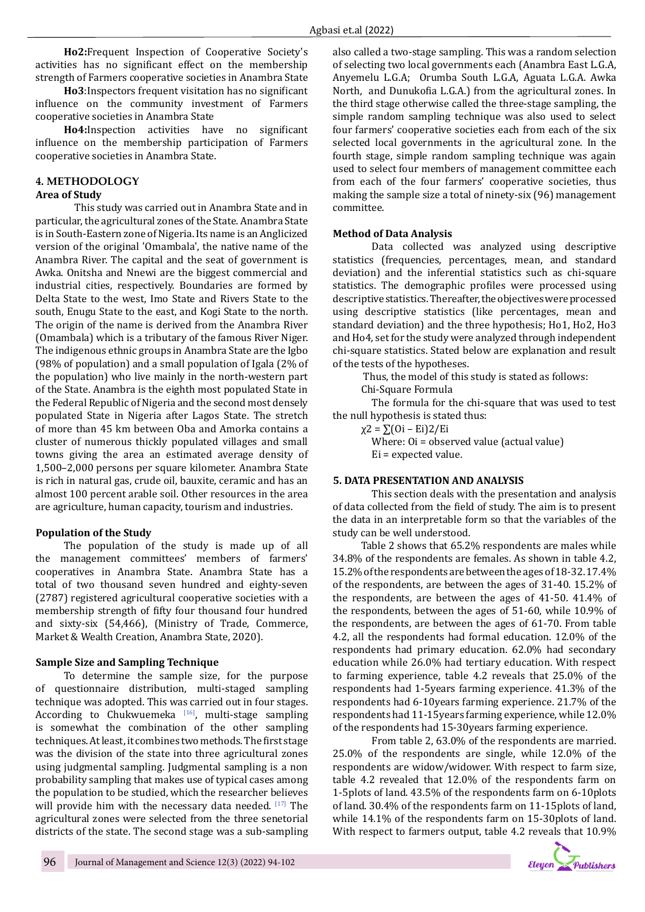**Ho2:**Frequent Inspection of Cooperative Society's activities has no significant effect on the membership strength of Farmers cooperative societies in Anambra State

**Ho3**:Inspectors frequent visitation has no significant influence on the community investment of Farmers cooperative societies in Anambra State

**Ho4:**Inspection activities have no significant influence on the membership participation of Farmers cooperative societies in Anambra State.

## 4. METHODOLOGY

### Area of Study

This study was carried out in Anambra State and in particular, the agricultural zones of the State. Anambra State is in South-Eastern zone of Nigeria. Its name is an Anglicized version of the original 'Omambala', the native name of the Anambra River. The capital and the seat of government is Awka. Onitsha and Nnewi are the biggest commercial and industrial cities, respectively. Boundaries are formed by Delta State to the west, Imo State and Rivers State to the south, Enugu State to the east, and Kogi State to the north. The origin of the name is derived from the Anambra River (Omambala) which is a tributary of the famous River Niger. The indigenous ethnic groups in Anambra State are the Igbo (98% of population) and a small population of Igala (2% of the population) who live mainly in the north-western part of the State. Anambra is the eighth most populated State in the Federal Republic of Nigeria and the second most densely populated State in Nigeria after Lagos State. The stretch of more than 45 km between Oba and Amorka contains a cluster of numerous thickly populated villages and small towns giving the area an estimated average density of 1,500–2,000 persons per square kilometer. Anambra State is rich in natural gas, crude oil, bauxite, ceramic and has an almost 100 percent arable soil. Other resources in the area are agriculture, human capacity, tourism and industries.

### Population of the Study

The population of the study is made up of all the management committees' members of farmers' cooperatives in Anambra State. Anambra State has a total of two thousand seven hundred and eighty-seven (2787) registered agricultural cooperative societies with a membership strength of fifty four thousand four hundred and sixty-six (54,466), (Ministry of Trade, Commerce, Market & Wealth Creation, Anambra State, 2020).

### Sample Size and Sampling Technique

To determine the sample size, for the purpose of questionnaire distribution, multi-staged sampling technique was adopted. This was carried out in four stages. According to Chukwuemeka [16], multi-stage sampling is somewhat the combination of the other sampling techniques. At least, it combines two methods. The first stage was the division of the state into three agricultural zones using judgmental sampling. Judgmental sampling is a non probability sampling that makes use of typical cases among the population to be studied, which the researcher believes will provide him with the necessary data needed. [17] The agricultural zones were selected from the three senetorial districts of the state. The second stage was a sub-sampling also called a two-stage sampling. This was a random selection of selecting two local governments each (Anambra East L.G.A, Anyemelu L.G.A; Orumba South L.G.A, Aguata L.G.A. Awka North, and Dunukofia L.G.A.) from the agricultural zones. In the third stage otherwise called the three-stage sampling, the simple random sampling technique was also used to select four farmers' cooperative societies each from each of the six selected local governments in the agricultural zone. In the fourth stage, simple random sampling technique was again used to select four members of management committee each from each of the four farmers' cooperative societies, thus making the sample size a total of ninety-six (96) management committee.

### Method of Data Analysis

Data collected was analyzed using descriptive statistics (frequencies, percentages, mean, and standard deviation) and the inferential statistics such as chi-square statistics. The demographic profiles were processed using descriptive statistics. Thereafter, the objectives were processed using descriptive statistics (like percentages, mean and standard deviation) and the three hypothesis; Ho1, Ho2, Ho3 and Ho4, set for the study were analyzed through independent chi-square statistics. Stated below are explanation and result of the tests of the hypotheses.

Thus, the model of this study is stated as follows:

Chi-Square Formula

The formula for the chi-square that was used to test the null hypothesis is stated thus:

$\chi^2 = \sum(O_i – E_i)^2/E_i$

Where: $O_i$ = observed value (actual value)

$E_i$ = expected value.

## 5. DATA PRESENTATION AND ANALYSIS

This section deals with the presentation and analysis of data collected from the field of study. The aim is to present the data in an interpretable form so that the variables of the study can be well understood.

Table 2 shows that 65.2% respondents are males while 34.8% of the respondents are females. As shown in table 4.2, 15.2% of the respondents are between the ages of 18-32. 17.4% of the respondents, are between the ages of 31-40. 15.2% of the respondents, are between the ages of 41-50. 41.4% of the respondents, between the ages of 51-60, while 10.9% of the respondents, are between the ages of 61-70. From table 4.2, all the respondents had formal education. 12.0% of the respondents had primary education. 62.0% had secondary education while 26.0% had tertiary education. With respect to farming experience, table 4.2 reveals that 25.0% of the respondents had 1-5years farming experience. 41.3% of the respondents had 6-10years farming experience. 21.7% of the respondents had 11-15years farming experience, while 12.0% of the respondents had 15-30years farming experience.

From table 2, 63.0% of the respondents are married. 25.0% of the respondents are single, while 12.0% of the respondents are widow/widower. With respect to farm size, table 4.2 revealed that 12.0% of the respondents farm on 1-5plots of land. 43.5% of the respondents farm on 6-10plots of land. 30.4% of the respondents farm on 11-15plots of land, while 14.1% of the respondents farm on 15-30plots of land. With respect to farmers output, table 4.2 reveals that 10.9%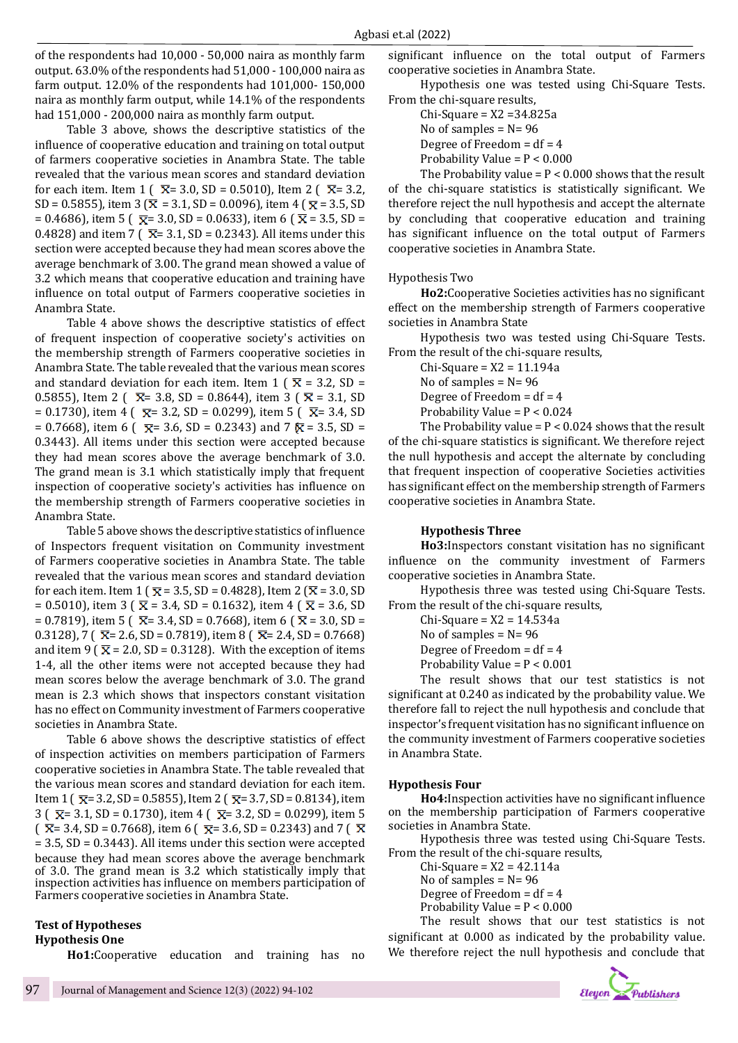of the respondents had 10,000 - 50,000 naira as monthly farm output. 63.0% of the respondents had 51,000 - 100,000 naira as farm output. 12.0% of the respondents had 101,000- 150,000 naira as monthly farm output, while 14.1% of the respondents had 151,000 - 200,000 naira as monthly farm output.

Table 3 above, shows the descriptive statistics of the influence of cooperative education and training on total output of farmers cooperative societies in Anambra State. The table revealed that the various mean scores and standard deviation for each item. Item 1 ( $\bar{X}$= 3.0, SD = 0.5010), Item 2 ( $\bar{X}$= 3.2, SD = 0.5855), item 3 ($\bar{X}$ = 3.1, SD = 0.0096), item 4 ( $\bar{X}$ = 3.5, SD = 0.4686), item 5 ( $\bar{X}$= 3.0, SD = 0.0633), item 6 ( $\bar{X}$ = 3.5, SD = 0.4828) and item 7 ( $\bar{X}$= 3.1, SD = 0.2343). All items under this section were accepted because they had mean scores above the average benchmark of 3.00. The grand mean showed a value of 3.2 which means that cooperative education and training have influence on total output of Farmers cooperative societies in Anambra State.

Table 4 above shows the descriptive statistics of effect of frequent inspection of cooperative society's activities on the membership strength of Farmers cooperative societies in Anambra State. The table revealed that the various mean scores and standard deviation for each item. Item 1 ( $\bar{X}$ = 3.2, SD = 0.5855), Item 2 ( $\bar{X}$= 3.8, SD = 0.8644), item 3 ( $\bar{X}$ = 3.1, SD = 0.1730), item 4 ( $\bar{X}$= 3.2, SD = 0.0299), item 5 ( $\bar{X}$= 3.4, SD = 0.7668), item 6 ( $\bar{X}$= 3.6, SD = 0.2343) and 7 ( $\bar{X}$ = 3.5, SD = 0.3443). All items under this section were accepted because they had mean scores above the average benchmark of 3.0. The grand mean is 3.1 which statistically imply that frequent inspection of cooperative society's activities has influence on the membership strength of Farmers cooperative societies in Anambra State.

Table 5 above shows the descriptive statistics of influence of Inspectors frequent visitation on Community investment of Farmers cooperative societies in Anambra State. The table revealed that the various mean scores and standard deviation for each item. Item 1 ( $\bar{X}$ = 3.5, SD = 0.4828), Item 2 ($\bar{X}$ = 3.0, SD = 0.5010), item 3 ( $\bar{X}$ = 3.4, SD = 0.1632), item 4 ( $\bar{X}$ = 3.6, SD = 0.7819), item 5 ( $\bar{X}$= 3.4, SD = 0.7668), item 6 ( $\bar{X}$ = 3.0, SD = 0.3128), 7 ( $\bar{X}$= 2.6, SD = 0.7819), item 8 ( $\bar{X}$= 2.4, SD = 0.7668) and item 9 ( $\bar{X}$ = 2.0, SD = 0.3128). With the exception of items 1-4, all the other items were not accepted because they had mean scores below the average benchmark of 3.0. The grand mean is 2.3 which shows that inspectors constant visitation has no effect on Community investment of Farmers cooperative societies in Anambra State.

Table 6 above shows the descriptive statistics of effect of inspection activities on members participation of Farmers cooperative societies in Anambra State. The table revealed that the various mean scores and standard deviation for each item. Item 1 ( $\bar{X}$= 3.2, SD = 0.5855), Item 2 ( $\bar{X}$= 3.7, SD = 0.8134), item 3 ( $\bar{X}$= 3.1, SD = 0.1730), item 4 ( $\bar{X}$= 3.2, SD = 0.0299), item 5 ( $\bar{X}$= 3.4, SD = 0.7668), item 6 ( $\bar{X}$= 3.6, SD = 0.2343) and 7 ( $\bar{X}$ = 3.5, SD = 0.3443). All items under this section were accepted because they had mean scores above the average benchmark of 3.0. The grand mean is 3.2 which statistically imply that inspection activities has influence on members participation of Farmers cooperative societies in Anambra State.

## Test of Hypotheses

### Hypothesis One

**Ho1:**Cooperative education and training has no significant influence on the total output of Farmers cooperative societies in Anambra State.

Hypothesis one was tested using Chi-Square Tests. From the chi-square results,

Chi-Square = X2 =34.825a
No of samples = N= 96
Degree of Freedom = df = 4
Probability Value = $P < 0.000$

The Probability value = $P < 0.000$ shows that the result of the chi-square statistics is statistically significant. We therefore reject the null hypothesis and accept the alternate by concluding that cooperative education and training has significant influence on the total output of Farmers cooperative societies in Anambra State.

### Hypothesis Two

**Ho2:**Cooperative Societies activities has no significant effect on the membership strength of Farmers cooperative societies in Anambra State

Hypothesis two was tested using Chi-Square Tests. From the result of the chi-square results,

Chi-Square = X2 = 11.194a
No of samples = N= 96
Degree of Freedom = df = 4
Probability Value = $P < 0.024$

The Probability value = $P < 0.024$ shows that the result of the chi-square statistics is significant. We therefore reject the null hypothesis and accept the alternate by concluding that frequent inspection of cooperative Societies activities has significant effect on the membership strength of Farmers cooperative societies in Anambra State.

### Hypothesis Three

**Ho3:**Inspectors constant visitation has no significant influence on the community investment of Farmers cooperative societies in Anambra State.

Hypothesis three was tested using Chi-Square Tests. From the result of the chi-square results,

Chi-Square = X2 = 14.534a
No of samples = N= 96
Degree of Freedom = df = 4
Probability Value = $P < 0.001$

The result shows that our test statistics is not significant at 0.240 as indicated by the probability value. We therefore fall to reject the null hypothesis and conclude that inspector's frequent visitation has no significant influence on the community investment of Farmers cooperative societies in Anambra State.

### Hypothesis Four

**Ho4:**Inspection activities have no significant influence on the membership participation of Farmers cooperative societies in Anambra State.

Hypothesis three was tested using Chi-Square Tests. From the result of the chi-square results,

Chi-Square = X2 = 42.114a
No of samples = N= 96
Degree of Freedom = df = 4
Probability Value = $P < 0.000$

The result shows that our test statistics is not significant at 0.000 as indicated by the probability value. We therefore reject the null hypothesis and conclude that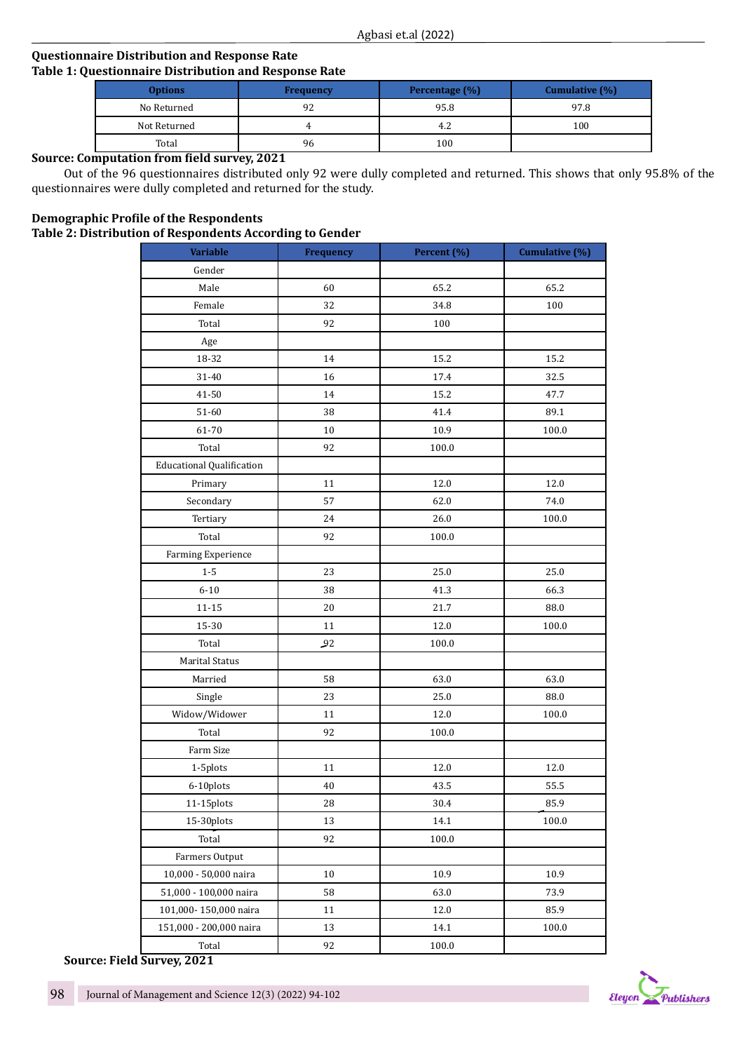**Questionnaire Distribution and Response Rate**

**Table 1: Questionnaire Distribution and Response Rate**

| Options | Frequency | Percentage (%) | Cumulative (%) |
|---|---|---|---|
| No Returned | 92 | 95.8 | 97.8 |
| Not Returned | 4 | 4.2 | 100 |
| Total | 96 | 100 | |

**Source: Computation from field survey, 2021**

Out of the 96 questionnaires distributed only 92 were dully completed and returned. This shows that only 95.8% of the questionnaires were dully completed and returned for the study.

**Demographic Profile of the Respondents**

**Table 2: Distribution of Respondents According to Gender**

| Variable | Frequency | Percent (%) | Cumulative (%) |
|---|---|---|---|
| Gender | | | |
| Male | 60 | 65.2 | 65.2 |
| Female | 32 | 34.8 | 100 |
| Total | 92 | 100 | |
| Age | | | |
| 18-32 | 14 | 15.2 | 15.2 |
| 31-40 | 16 | 17.4 | 32.5 |
| 41-50 | 14 | 15.2 | 47.7 |
| 51-60 | 38 | 41.4 | 89.1 |
| 61-70 | 10 | 10.9 | 100.0 |
| Total | 92 | 100.0 | |
| Educational Qualification | | | |
| Primary | 11 | 12.0 | 12.0 |
| Secondary | 57 | 62.0 | 74.0 |
| Tertiary | 24 | 26.0 | 100.0 |
| Total | 92 | 100.0 | |
| Farming Experience | | | |
| 1-5 | 23 | 25.0 | 25.0 |
| 6-10 | 38 | 41.3 | 66.3 |
| 11-15 | 20 | 21.7 | 88.0 |
| 15-30 | 11 | 12.0 | 100.0 |
| Total | 92 | 100.0 | |
| Marital Status | | | |
| Married | 58 | 63.0 | 63.0 |
| Single | 23 | 25.0 | 88.0 |
| Widow/Widower | 11 | 12.0 | 100.0 |
| Total | 92 | 100.0 | |
| Farm Size | | | |
| 1-5plots | 11 | 12.0 | 12.0 |
| 6-10plots | 40 | 43.5 | 55.5 |
| 11-15plots | 28 | 30.4 | 85.9 |
| 15-30plots | 13 | 14.1 | 100.0 |
| Total | 92 | 100.0 | |
| Farmers Output | | | |
| 10,000 - 50,000 naira | 10 | 10.9 | 10.9 |
| 51,000 - 100,000 naira | 58 | 63.0 | 73.9 |
| 101,000- 150,000 naira | 11 | 12.0 | 85.9 |
| 151,000 - 200,000 naira | 13 | 14.1 | 100.0 |
| Total | 92 | 100.0 | |

**Source: Field Survey, 2021**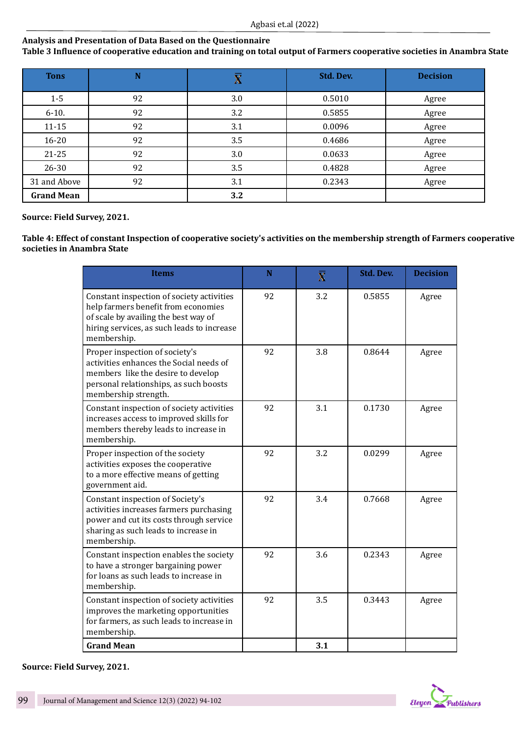**Analysis and Presentation of Data Based on the Questionnaire**

**Table 3 Influence of cooperative education and training on total output of Farmers cooperative societies in Anambra State**

| Tons | N | $\bar{X}$ | Std. Dev. | Decision |
|---|---|---|---|---|
| 1-5 | 92 | 3.0 | 0.5010 | Agree |
| 6-10. | 92 | 3.2 | 0.5855 | Agree |
| 11-15 | 92 | 3.1 | 0.0096 | Agree |
| 16-20 | 92 | 3.5 | 0.4686 | Agree |
| 21-25 | 92 | 3.0 | 0.0633 | Agree |
| 26-30 | 92 | 3.5 | 0.4828 | Agree |
| 31 and Above | 92 | 3.1 | 0.2343 | Agree |
| **Grand Mean** | | **3.2** | | |

**Source: Field Survey, 2021.**

**Table 4: Effect of constant Inspection of cooperative society's activities on the membership strength of Farmers cooperative societies in Anambra State**

| Items | N | $\bar{X}$ | Std. Dev. | Decision |
|---|---|---|---|---|
| Constant inspection of society activities help farmers benefit from economies of scale by availing the best way of hiring services, as such leads to increase membership. | 92 | 3.2 | 0.5855 | Agree |
| Proper inspection of society's activities enhances the Social needs of members like the desire to develop personal relationships, as such boosts membership strength. | 92 | 3.8 | 0.8644 | Agree |
| Constant inspection of society activities increases access to improved skills for members thereby leads to increase in membership. | 92 | 3.1 | 0.1730 | Agree |
| Proper inspection of the society activities exposes the cooperative to a more effective means of getting government aid. | 92 | 3.2 | 0.0299 | Agree |
| Constant inspection of Society's activities increases farmers purchasing power and cut its costs through service sharing as such leads to increase in membership. | 92 | 3.4 | 0.7668 | Agree |
| Constant inspection enables the society to have a stronger bargaining power for loans as such leads to increase in membership. | 92 | 3.6 | 0.2343 | Agree |
| Constant inspection of society activities improves the marketing opportunities for farmers, as such leads to increase in membership. | 92 | 3.5 | 0.3443 | Agree |
| **Grand Mean** | | **3.1** | | |

**Source: Field Survey, 2021.**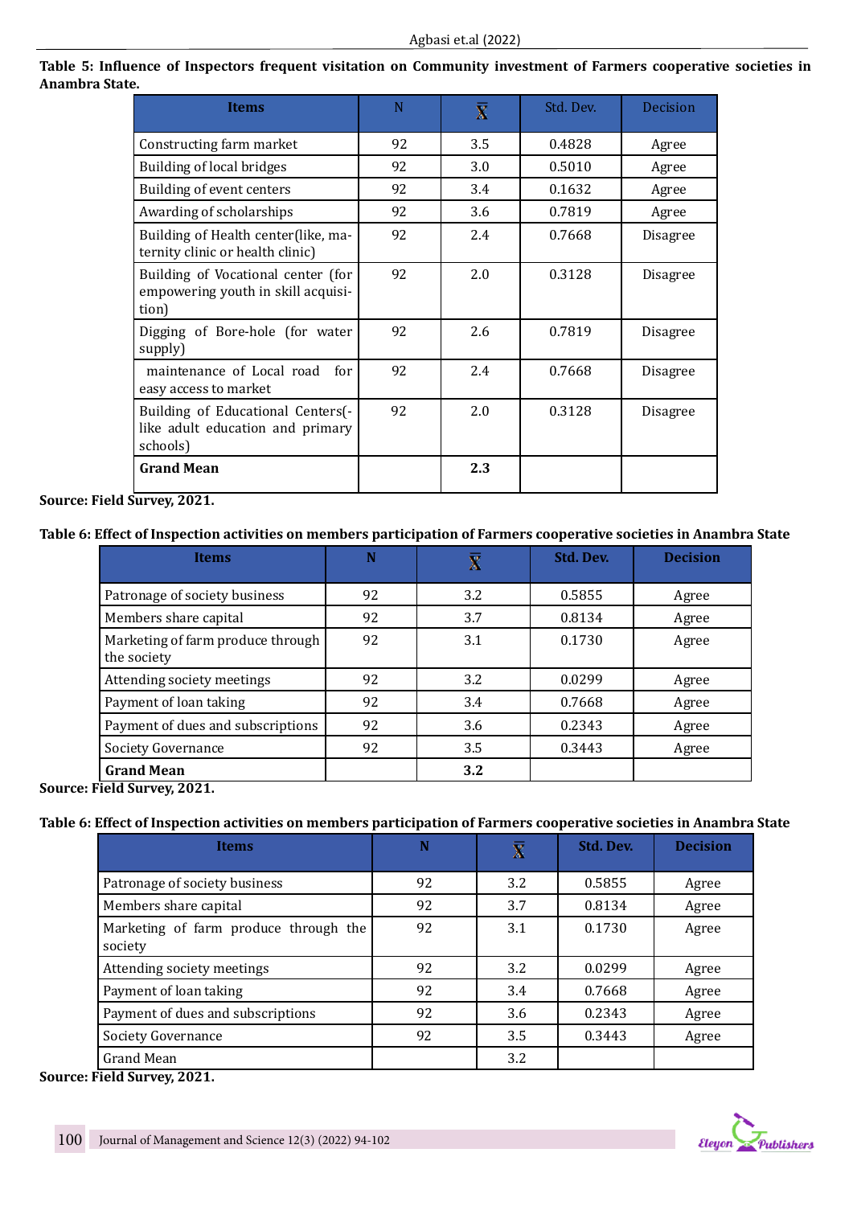**Table 5: Influence of Inspectors frequent visitation on Community investment of Farmers cooperative societies in Anambra State.**

| Items | N | $\bar{X}$ | Std. Dev. | Decision |
|---|---|---|---|---|
| Constructing farm market | 92 | 3.5 | 0.4828 | Agree |
| Building of local bridges | 92 | 3.0 | 0.5010 | Agree |
| Building of event centers | 92 | 3.4 | 0.1632 | Agree |
| Awarding of scholarships | 92 | 3.6 | 0.7819 | Agree |
| Building of Health center(like, maternity clinic or health clinic) | 92 | 2.4 | 0.7668 | Disagree |
| Building of Vocational center (for empowering youth in skill acquisition) | 92 | 2.0 | 0.3128 | Disagree |
| Digging of Bore-hole (for water supply) | 92 | 2.6 | 0.7819 | Disagree |
| maintenance of Local road for easy access to market | 92 | 2.4 | 0.7668 | Disagree |
| Building of Educational Centers(-like adult education and primary schools) | 92 | 2.0 | 0.3128 | Disagree |
| **Grand Mean** | | **2.3** | | |

**Source: Field Survey, 2021.**

**Table 6: Effect of Inspection activities on members participation of Farmers cooperative societies in Anambra State**

| Items | N | $\bar{X}$ | Std. Dev. | Decision |
|---|---|---|---|---|
| Patronage of society business | 92 | 3.2 | 0.5855 | Agree |
| Members share capital | 92 | 3.7 | 0.8134 | Agree |
| Marketing of farm produce through the society | 92 | 3.1 | 0.1730 | Agree |
| Attending society meetings | 92 | 3.2 | 0.0299 | Agree |
| Payment of loan taking | 92 | 3.4 | 0.7668 | Agree |
| Payment of dues and subscriptions | 92 | 3.6 | 0.2343 | Agree |
| Society Governance | 92 | 3.5 | 0.3443 | Agree |
| **Grand Mean** | | **3.2** | | |

**Source: Field Survey, 2021.**

**Table 6: Effect of Inspection activities on members participation of Farmers cooperative societies in Anambra State**

| Items | N | $\bar{X}$ | Std. Dev. | Decision |
|---|---|---|---|---|
| Patronage of society business | 92 | 3.2 | 0.5855 | Agree |
| Members share capital | 92 | 3.7 | 0.8134 | Agree |
| Marketing of farm produce through the society | 92 | 3.1 | 0.1730 | Agree |
| Attending society meetings | 92 | 3.2 | 0.0299 | Agree |
| Payment of loan taking | 92 | 3.4 | 0.7668 | Agree |
| Payment of dues and subscriptions | 92 | 3.6 | 0.2343 | Agree |
| Society Governance | 92 | 3.5 | 0.3443 | Agree |
| Grand Mean | | 3.2 | | |

**Source: Field Survey, 2021.**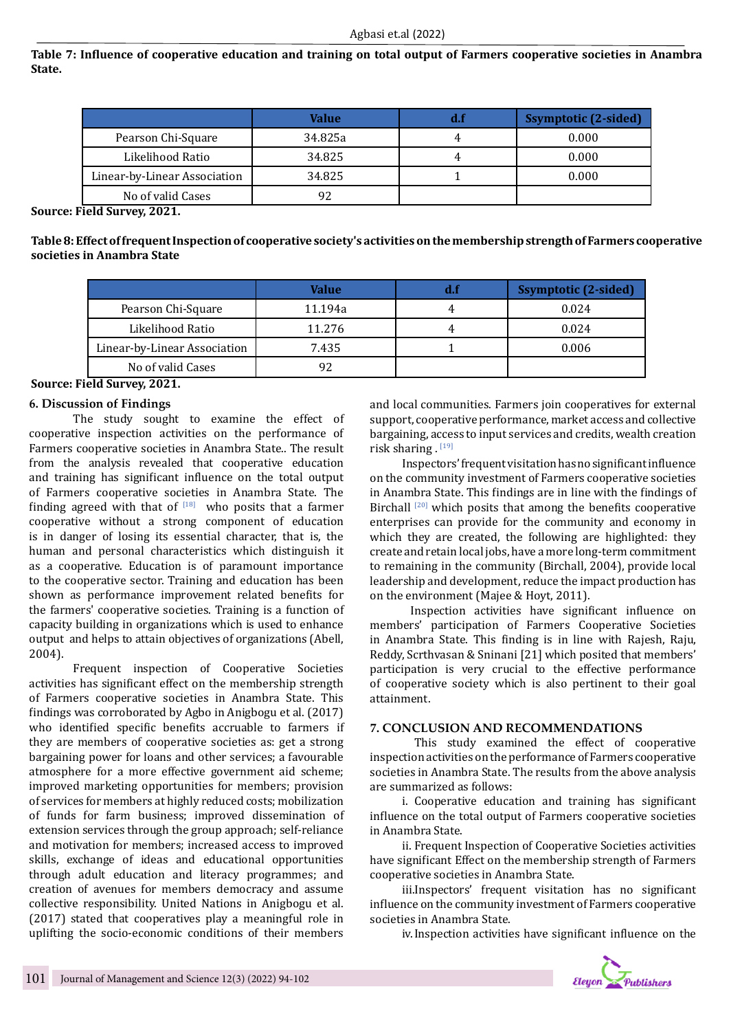**Table 7: Influence of cooperative education and training on total output of Farmers cooperative societies in Anambra State.**

| | Value | d.f | Ssymptotic (2-sided) |
|---|---|---|---|
| Pearson Chi-Square | 34.825a | 4 | 0.000 |
| Likelihood Ratio | 34.825 | 4 | 0.000 |
| Linear-by-Linear Association | 34.825 | 1 | 0.000 |
| No of valid Cases | 92 | | |

**Source: Field Survey, 2021.**

**Table 8: Effect of frequent Inspection of cooperative society's activities on the membership strength of Farmers cooperative societies in Anambra State**

| | Value | d.f | Ssymptotic (2-sided) |
|---|---|---|---|
| Pearson Chi-Square | 11.194a | 4 | 0.024 |
| Likelihood Ratio | 11.276 | 4 | 0.024 |
| Linear-by-Linear Association | 7.435 | 1 | 0.006 |
| No of valid Cases | 92 | | |

**Source: Field Survey, 2021.**

## 6. Discussion of Findings

The study sought to examine the effect of cooperative inspection activities on the performance of Farmers cooperative societies in Anambra State.. The result from the analysis revealed that cooperative education and training has significant influence on the total output of Farmers cooperative societies in Anambra State. The finding agreed with that of [18] who posits that a farmer cooperative without a strong component of education is in danger of losing its essential character, that is, the human and personal characteristics which distinguish it as a cooperative. Education is of paramount importance to the cooperative sector. Training and education has been shown as performance improvement related benefits for the farmers' cooperative societies. Training is a function of capacity building in organizations which is used to enhance output and helps to attain objectives of organizations (Abell, 2004).

Frequent inspection of Cooperative Societies activities has significant effect on the membership strength of Farmers cooperative societies in Anambra State. This findings was corroborated by Agbo in Anigbogu et al. (2017) who identified specific benefits accruable to farmers if they are members of cooperative societies as: get a strong bargaining power for loans and other services; a favourable atmosphere for a more effective government aid scheme; improved marketing opportunities for members; provision of services for members at highly reduced costs; mobilization of funds for farm business; improved dissemination of extension services through the group approach; self-reliance and motivation for members; increased access to improved skills, exchange of ideas and educational opportunities through adult education and literacy programmes; and creation of avenues for members democracy and assume collective responsibility. United Nations in Anigbogu et al. (2017) stated that cooperatives play a meaningful role in uplifting the socio-economic conditions of their members and local communities. Farmers join cooperatives for external support, cooperative performance, market access and collective bargaining, access to input services and credits, wealth creation risk sharing . [19]

Inspectors' frequent visitation has no significant influence on the community investment of Farmers cooperative societies in Anambra State. This findings are in line with the findings of Birchall [20] which posits that among the benefits cooperative enterprises can provide for the community and economy in which they are created, the following are highlighted: they create and retain local jobs, have a more long-term commitment to remaining in the community (Birchall, 2004), provide local leadership and development, reduce the impact production has on the environment (Majee & Hoyt, 2011).

Inspection activities have significant influence on members' participation of Farmers Cooperative Societies in Anambra State. This finding is in line with Rajesh, Raju, Reddy, Scrthvasan & Sninani [21] which posited that members' participation is very crucial to the effective performance of cooperative society which is also pertinent to their goal attainment.

## 7. CONCLUSION AND RECOMMENDATIONS

This study examined the effect of cooperative inspection activities on the performance of Farmers cooperative societies in Anambra State. The results from the above analysis are summarized as follows:

i. Cooperative education and training has significant influence on the total output of Farmers cooperative societies in Anambra State.

ii. Frequent Inspection of Cooperative Societies activities have significant Effect on the membership strength of Farmers cooperative societies in Anambra State.

iii.Inspectors' frequent visitation has no significant influence on the community investment of Farmers cooperative societies in Anambra State.

iv. Inspection activities have significant influence on the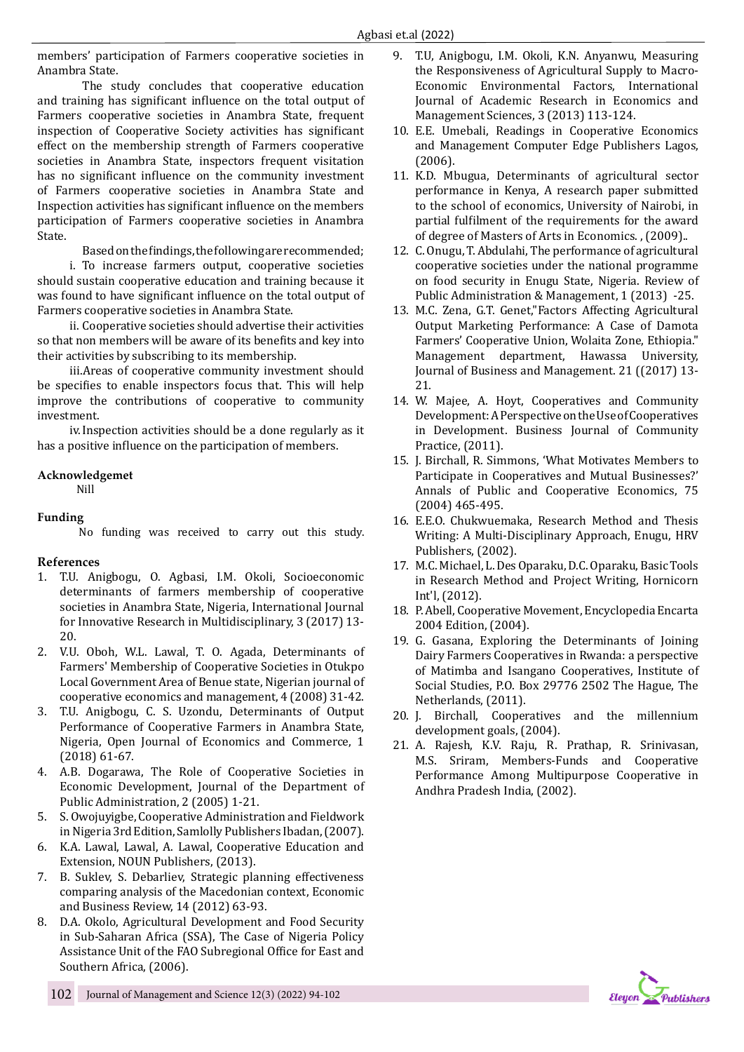members' participation of Farmers cooperative societies in Anambra State.

The study concludes that cooperative education and training has significant influence on the total output of Farmers cooperative societies in Anambra State, frequent inspection of Cooperative Society activities has significant effect on the membership strength of Farmers cooperative societies in Anambra State, inspectors frequent visitation has no significant influence on the community investment of Farmers cooperative societies in Anambra State and Inspection activities has significant influence on the members participation of Farmers cooperative societies in Anambra State.

Based on the findings, the following are recommended;

i. To increase farmers output, cooperative societies should sustain cooperative education and training because it was found to have significant influence on the total output of Farmers cooperative societies in Anambra State.

ii. Cooperative societies should advertise their activities so that non members will be aware of its benefits and key into their activities by subscribing to its membership.

iii.Areas of cooperative community investment should be specifies to enable inspectors focus that. This will help improve the contributions of cooperative to community investment.

iv. Inspection activities should be a done regularly as it has a positive influence on the participation of members.

**Acknowledgemet**

Nill

**Funding**

No funding was received to carry out this study.

**References**

1. T.U. Anigbogu, O. Agbasi, I.M. Okoli, Socioeconomic determinants of farmers membership of cooperative societies in Anambra State, Nigeria, International Journal for Innovative Research in Multidisciplinary, 3 (2017) 13-20.
2. V.U. Oboh, W.L. Lawal, T. O. Agada, Determinants of Farmers' Membership of Cooperative Societies in Otukpo Local Government Area of Benue state, Nigerian journal of cooperative economics and management, 4 (2008) 31-42.
3. T.U. Anigbogu, C. S. Uzondu, Determinants of Output Performance of Cooperative Farmers in Anambra State, Nigeria, Open Journal of Economics and Commerce, 1 (2018) 61-67.
4. A.B. Dogarawa, The Role of Cooperative Societies in Economic Development, Journal of the Department of Public Administration, 2 (2005) 1-21.
5. S. Owojuyigbe, Cooperative Administration and Fieldwork in Nigeria 3rd Edition, Samlolly Publishers Ibadan, (2007).
6. K.A. Lawal, Lawal, A. Lawal, Cooperative Education and Extension, NOUN Publishers, (2013).
7. B. Suklev, S. Debarliev, Strategic planning effectiveness comparing analysis of the Macedonian context, Economic and Business Review, 14 (2012) 63-93.
8. D.A. Okolo, Agricultural Development and Food Security in Sub-Saharan Africa (SSA), The Case of Nigeria Policy Assistance Unit of the FAO Subregional Office for East and Southern Africa, (2006).
9. T.U, Anigbogu, I.M. Okoli, K.N. Anyanwu, Measuring the Responsiveness of Agricultural Supply to Macro-Economic Environmental Factors, International Journal of Academic Research in Economics and Management Sciences, 3 (2013) 113-124.
10. E.E. Umebali, Readings in Cooperative Economics and Management Computer Edge Publishers Lagos, (2006).
11. K.D. Mbugua, Determinants of agricultural sector performance in Kenya, A research paper submitted to the school of economics, University of Nairobi, in partial fulfilment of the requirements for the award of degree of Masters of Arts in Economics. , (2009)..
12. C. Onugu, T. Abdulahi, The performance of agricultural cooperative societies under the national programme on food security in Enugu State, Nigeria. Review of Public Administration & Management, 1 (2013) -25.
13. M.C. Zena, G.T. Genet,"Factors Affecting Agricultural Output Marketing Performance: A Case of Damota Farmers' Cooperative Union, Wolaita Zone, Ethiopia." Management department, Hawassa University, Journal of Business and Management. 21 ((2017) 13-21.
14. W. Majee, A. Hoyt, Cooperatives and Community Development: A Perspective on the Use of Cooperatives in Development. Business Journal of Community Practice, (2011).
15. J. Birchall, R. Simmons, 'What Motivates Members to Participate in Cooperatives and Mutual Businesses?' Annals of Public and Cooperative Economics, 75 (2004) 465-495.
16. E.E.O. Chukwuemaka, Research Method and Thesis Writing: A Multi-Disciplinary Approach, Enugu, HRV Publishers, (2002).
17. M.C. Michael, L. Des Oparaku, D.C. Oparaku, Basic Tools in Research Method and Project Writing, Hornicorn Int'l, (2012).
18. P. Abell, Cooperative Movement, Encyclopedia Encarta 2004 Edition, (2004).
19. G. Gasana, Exploring the Determinants of Joining Dairy Farmers Cooperatives in Rwanda: a perspective of Matimba and Isangano Cooperatives, Institute of Social Studies, P.O. Box 29776 2502 The Hague, The Netherlands, (2011).
20. J. Birchall, Cooperatives and the millennium development goals, (2004).
21. A. Rajesh, K.V. Raju, R. Prathap, R. Srinivasan, M.S. Sriram, Members-Funds and Cooperative Performance Among Multipurpose Cooperative in Andhra Pradesh India, (2002).